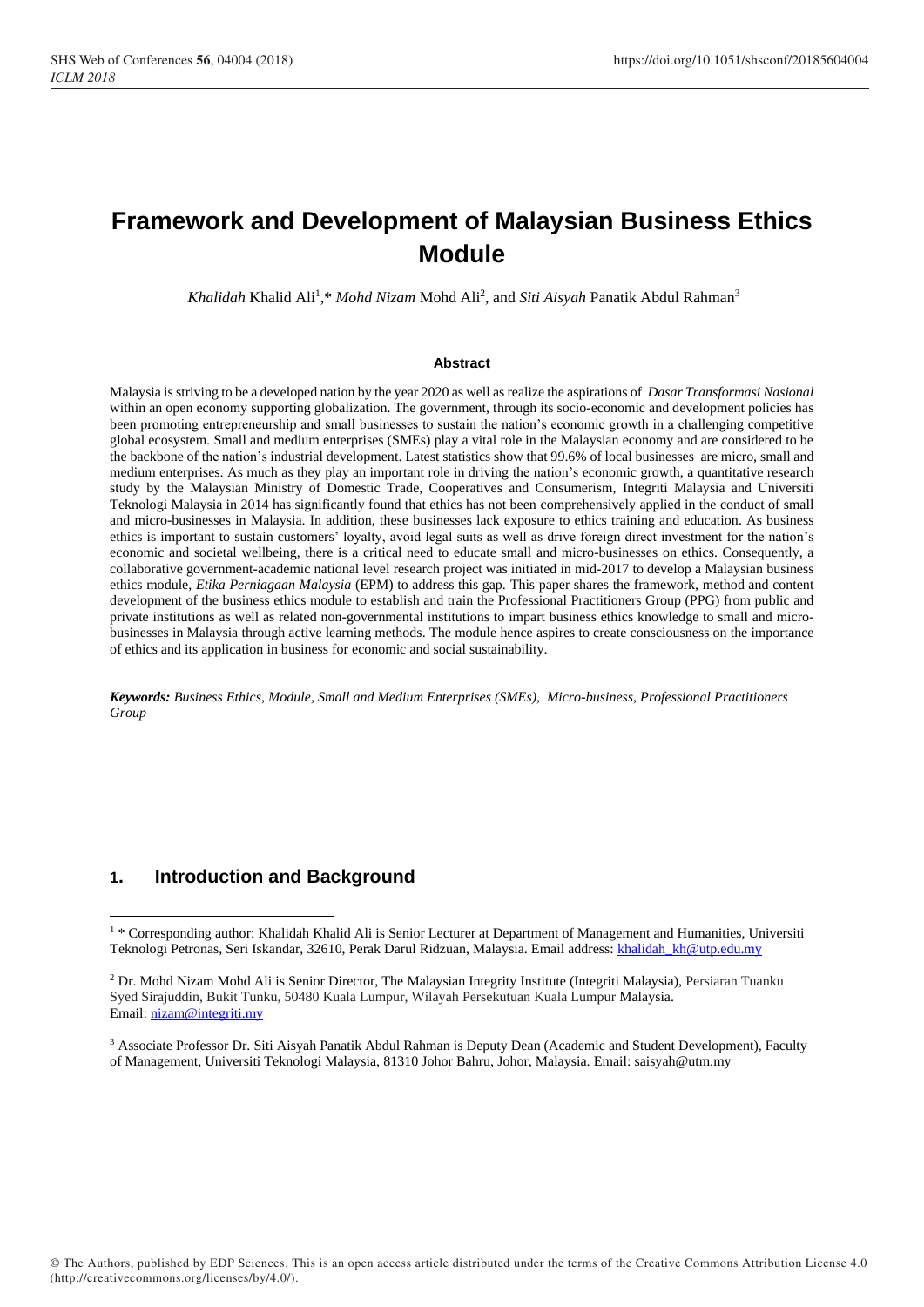# Framework and Development of Malaysian Business Ethics Module

*Khalidah* Khalid Ali[1],* *Mohd Nizam* Mohd Ali[2], and *Siti Aisyah* Panatik Abdul Rahman[3]

### Abstract

Malaysia is striving to be a developed nation by the year 2020 as well as realize the aspirations of *Dasar Transformasi Nasional* within an open economy supporting globalization. The government, through its socio-economic and development policies has been promoting entrepreneurship and small businesses to sustain the nation's economic growth in a challenging competitive global ecosystem. Small and medium enterprises (SMEs) play a vital role in the Malaysian economy and are considered to be the backbone of the nation's industrial development. Latest statistics show that 99.6% of local businesses are micro, small and medium enterprises. As much as they play an important role in driving the nation's economic growth, a quantitative research study by the Malaysian Ministry of Domestic Trade, Cooperatives and Consumerism, Integriti Malaysia and Universiti Teknologi Malaysia in 2014 has significantly found that ethics has not been comprehensively applied in the conduct of small and micro-businesses in Malaysia. In addition, these businesses lack exposure to ethics training and education. As business ethics is important to sustain customers' loyalty, avoid legal suits as well as drive foreign direct investment for the nation's economic and societal wellbeing, there is a critical need to educate small and micro-businesses on ethics. Consequently, a collaborative government-academic national level research project was initiated in mid-2017 to develop a Malaysian business ethics module, *Etika Perniagaan Malaysia* (EPM) to address this gap. This paper shares the framework, method and content development of the business ethics module to establish and train the Professional Practitioners Group (PPG) from public and private institutions as well as related non-governmental institutions to impart business ethics knowledge to small and micro-businesses in Malaysia through active learning methods. The module hence aspires to create consciousness on the importance of ethics and its application in business for economic and social sustainability.

***Keywords:*** *Business Ethics, Module, Small and Medium Enterprises (SMEs), Micro-business, Professional Practitioners Group*

## 1. Introduction and Background

[1] * Corresponding author: Khalidah Khalid Ali is Senior Lecturer at Department of Management and Humanities, Universiti Teknologi Petronas, Seri Iskandar, 32610, Perak Darul Ridzuan, Malaysia. Email address: khalidah_kh@utp.edu.my

[2] Dr. Mohd Nizam Mohd Ali is Senior Director, The Malaysian Integrity Institute (Integriti Malaysia), Persiaran Tuanku Syed Sirajuddin, Bukit Tunku, 50480 Kuala Lumpur, Wilayah Persekutuan Kuala Lumpur Malaysia. Email: nizam@integriti.my

[3] Associate Professor Dr. Siti Aisyah Panatik Abdul Rahman is Deputy Dean (Academic and Student Development), Faculty of Management, Universiti Teknologi Malaysia, 81310 Johor Bahru, Johor, Malaysia. Email: saisyah@utm.my

© The Authors, published by EDP Sciences. This is an open access article distributed under the terms of the Creative Commons Attribution License 4.0 (http://creativecommons.org/licenses/by/4.0/).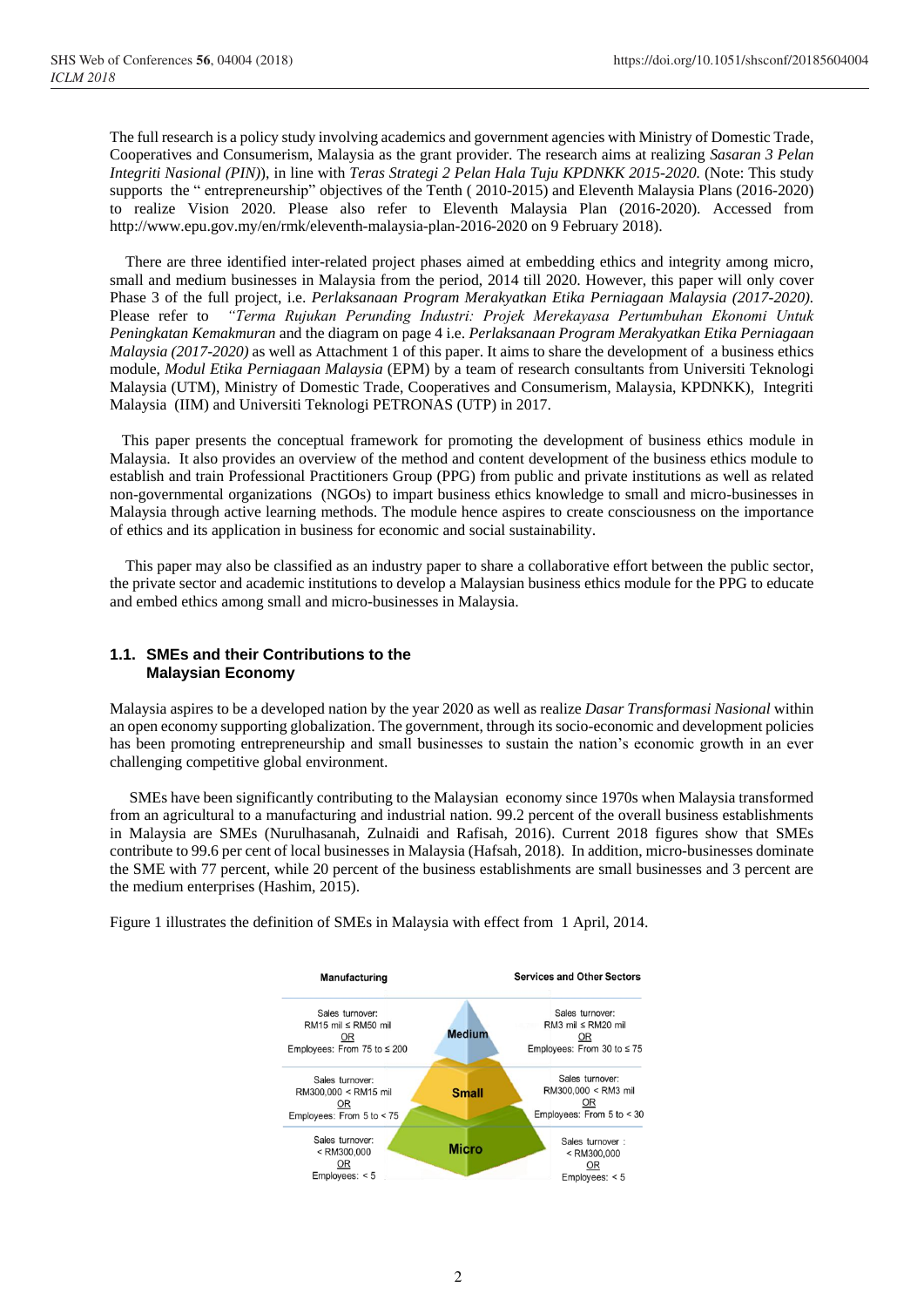The full research is a policy study involving academics and government agencies with Ministry of Domestic Trade, Cooperatives and Consumerism, Malaysia as the grant provider. The research aims at realizing *Sasaran 3 Pelan Integriti Nasional (PIN)*), in line with *Teras Strategi 2 Pelan Hala Tuju KPDNKK 2015-2020.* (Note: This study supports the " entrepreneurship" objectives of the Tenth ( 2010-2015) and Eleventh Malaysia Plans (2016-2020) to realize Vision 2020. Please also refer to Eleventh Malaysia Plan (2016-2020). Accessed from http://www.epu.gov.my/en/rmk/eleventh-malaysia-plan-2016-2020 on 9 February 2018).

There are three identified inter-related project phases aimed at embedding ethics and integrity among micro, small and medium businesses in Malaysia from the period, 2014 till 2020. However, this paper will only cover Phase 3 of the full project, i.e. *Perlaksanaan Program Merakyatkan Etika Perniagaan Malaysia (2017-2020).* Please refer to *"Terma Rujukan Perunding Industri: Projek Merekayasa Pertumbuhan Ekonomi Untuk Peningkatan Kemakmuran* and the diagram on page 4 i.e. *Perlaksanaan Program Merakyatkan Etika Perniagaan Malaysia (2017-2020)* as well as Attachment 1 of this paper. It aims to share the development of a business ethics module, *Modul Etika Perniagaan Malaysia* (EPM) by a team of research consultants from Universiti Teknologi Malaysia (UTM), Ministry of Domestic Trade, Cooperatives and Consumerism, Malaysia, KPDNKK), Integriti Malaysia (IIM) and Universiti Teknologi PETRONAS (UTP) in 2017.

This paper presents the conceptual framework for promoting the development of business ethics module in Malaysia. It also provides an overview of the method and content development of the business ethics module to establish and train Professional Practitioners Group (PPG) from public and private institutions as well as related non-governmental organizations (NGOs) to impart business ethics knowledge to small and micro-businesses in Malaysia through active learning methods. The module hence aspires to create consciousness on the importance of ethics and its application in business for economic and social sustainability.

This paper may also be classified as an industry paper to share a collaborative effort between the public sector, the private sector and academic institutions to develop a Malaysian business ethics module for the PPG to educate and embed ethics among small and micro-businesses in Malaysia.

### 1.1. SMEs and their Contributions to the Malaysian Economy

Malaysia aspires to be a developed nation by the year 2020 as well as realize *Dasar Transformasi Nasional* within an open economy supporting globalization. The government, through its socio-economic and development policies has been promoting entrepreneurship and small businesses to sustain the nation's economic growth in an ever challenging competitive global environment.

SMEs have been significantly contributing to the Malaysian economy since 1970s when Malaysia transformed from an agricultural to a manufacturing and industrial nation. 99.2 percent of the overall business establishments in Malaysia are SMEs (Nurulhasanah, Zulnaidi and Rafisah, 2016). Current 2018 figures show that SMEs contribute to 99.6 per cent of local businesses in Malaysia (Hafsah, 2018). In addition, micro-businesses dominate the SME with 77 percent, while 20 percent of the business establishments are small businesses and 3 percent are the medium enterprises (Hashim, 2015).

Figure 1 illustrates the definition of SMEs in Malaysia with effect from 1 April, 2014.

| Manufacturing | | Services and Other Sectors |
|---|---|---|
| Sales turnover: RM15 mil ≤ RM50 mil OR Employees: From 75 to ≤ 200 | Medium | Sales turnover: RM3 mil ≤ RM20 mil OR Employees: From 30 to ≤ 75 |
| Sales turnover: RM300,000 < RM15 mil OR Employees: From 5 to < 75 | Small | Sales turnover: RM300,000 < RM3 mil OR Employees: From 5 to < 30 |
| Sales turnover: < RM300,000 OR Employees: < 5 | Micro | Sales turnover : < RM300,000 OR Employees: < 5 |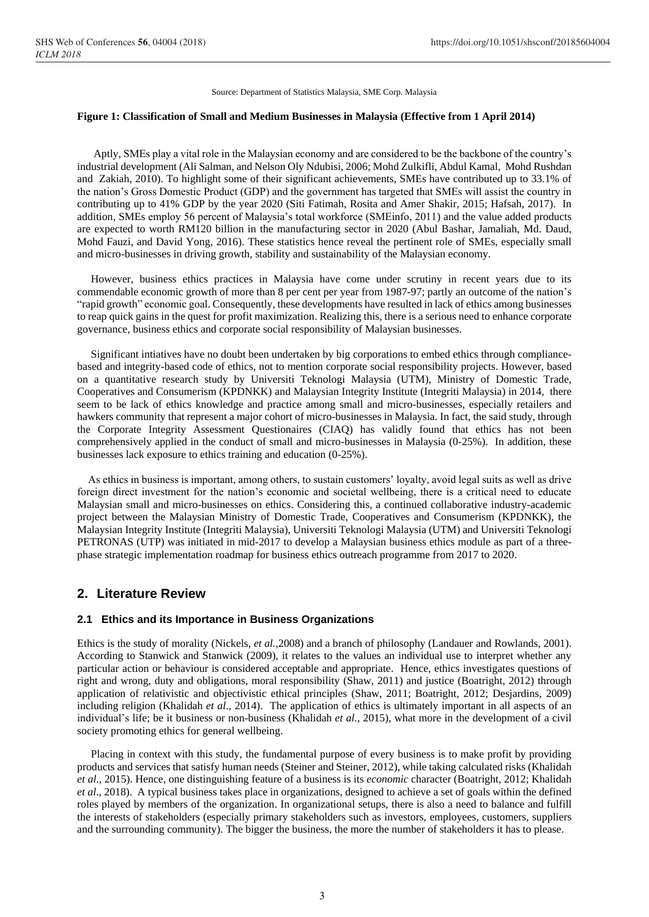Source: Department of Statistics Malaysia, SME Corp. Malaysia

**Figure 1: Classification of Small and Medium Businesses in Malaysia (Effective from 1 April 2014)**

Aptly, SMEs play a vital role in the Malaysian economy and are considered to be the backbone of the country's industrial development (Ali Salman, and Nelson Oly Ndubisi, 2006; Mohd Zulkifli, Abdul Kamal, Mohd Rushdan and Zakiah, 2010). To highlight some of their significant achievements, SMEs have contributed up to 33.1% of the nation's Gross Domestic Product (GDP) and the government has targeted that SMEs will assist the country in contributing up to 41% GDP by the year 2020 (Siti Fatimah, Rosita and Amer Shakir, 2015; Hafsah, 2017). In addition, SMEs employ 56 percent of Malaysia's total workforce (SMEinfo, 2011) and the value added products are expected to worth RM120 billion in the manufacturing sector in 2020 (Abul Bashar, Jamaliah, Md. Daud, Mohd Fauzi, and David Yong, 2016). These statistics hence reveal the pertinent role of SMEs, especially small and micro-businesses in driving growth, stability and sustainability of the Malaysian economy.

However, business ethics practices in Malaysia have come under scrutiny in recent years due to its commendable economic growth of more than 8 per cent per year from 1987-97; partly an outcome of the nation's "rapid growth" economic goal. Consequently, these developments have resulted in lack of ethics among businesses to reap quick gains in the quest for profit maximization. Realizing this, there is a serious need to enhance corporate governance, business ethics and corporate social responsibility of Malaysian businesses.

Significant intiatives have no doubt been undertaken by big corporations to embed ethics through compliance-based and integrity-based code of ethics, not to mention corporate social responsibility projects. However, based on a quantitative research study by Universiti Teknologi Malaysia (UTM), Ministry of Domestic Trade, Cooperatives and Consumerism (KPDNKK) and Malaysian Integrity Institute (Integriti Malaysia) in 2014, there seem to be lack of ethics knowledge and practice among small and micro-businesses, especially retailers and hawkers community that represent a major cohort of micro-businesses in Malaysia. In fact, the said study, through the Corporate Integrity Assessment Questionaires (CIAQ) has validly found that ethics has not been comprehensively applied in the conduct of small and micro-businesses in Malaysia (0-25%). In addition, these businesses lack exposure to ethics training and education (0-25%).

As ethics in business is important, among others, to sustain customers' loyalty, avoid legal suits as well as drive foreign direct investment for the nation's economic and societal wellbeing, there is a critical need to educate Malaysian small and micro-businesses on ethics. Considering this, a continued collaborative industry-academic project between the Malaysian Ministry of Domestic Trade, Cooperatives and Consumerism (KPDNKK), the Malaysian Integrity Institute (Integriti Malaysia), Universiti Teknologi Malaysia (UTM) and Universiti Teknologi PETRONAS (UTP) was initiated in mid-2017 to develop a Malaysian business ethics module as part of a three-phase strategic implementation roadmap for business ethics outreach programme from 2017 to 2020.

## 2. Literature Review

### 2.1 Ethics and its Importance in Business Organizations

Ethics is the study of morality (Nickels, *et al.*,2008) and a branch of philosophy (Landauer and Rowlands, 2001). According to Stanwick and Stanwick (2009), it relates to the values an individual use to interpret whether any particular action or behaviour is considered acceptable and appropriate. Hence, ethics investigates questions of right and wrong, duty and obligations, moral responsibility (Shaw, 2011) and justice (Boatright, 2012) through application of relativistic and objectivistic ethical principles (Shaw, 2011; Boatright, 2012; Desjardins, 2009) including religion (Khalidah *et al*., 2014). The application of ethics is ultimately important in all aspects of an individual's life; be it business or non-business (Khalidah *et al.*, 2015), what more in the development of a civil society promoting ethics for general wellbeing.

Placing in context with this study, the fundamental purpose of every business is to make profit by providing products and services that satisfy human needs (Steiner and Steiner, 2012), while taking calculated risks (Khalidah *et al*., 2015). Hence, one distinguishing feature of a business is its *economic* character (Boatright, 2012; Khalidah *et al*., 2018). A typical business takes place in organizations, designed to achieve a set of goals within the defined roles played by members of the organization. In organizational setups, there is also a need to balance and fulfill the interests of stakeholders (especially primary stakeholders such as investors, employees, customers, suppliers and the surrounding community). The bigger the business, the more the number of stakeholders it has to please.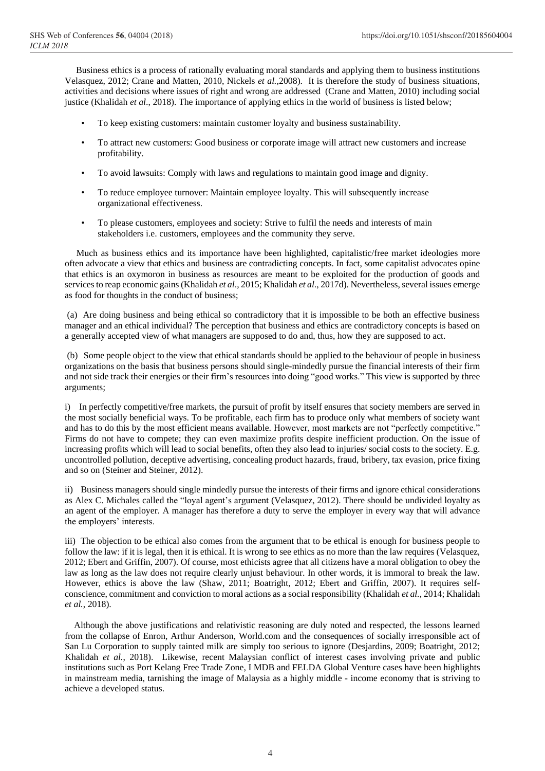Business ethics is a process of rationally evaluating moral standards and applying them to business institutions Velasquez, 2012; Crane and Matten, 2010, Nickels *et al.,*2008). It is therefore the study of business situations, activities and decisions where issues of right and wrong are addressed (Crane and Matten, 2010) including social justice (Khalidah *et al*., 2018). The importance of applying ethics in the world of business is listed below;

- To keep existing customers: maintain customer loyalty and business sustainability.
- To attract new customers: Good business or corporate image will attract new customers and increase profitability.
- To avoid lawsuits: Comply with laws and regulations to maintain good image and dignity.
- To reduce employee turnover: Maintain employee loyalty. This will subsequently increase organizational effectiveness.
- To please customers, employees and society: Strive to fulfil the needs and interests of main stakeholders i.e. customers, employees and the community they serve.

Much as business ethics and its importance have been highlighted, capitalistic/free market ideologies more often advocate a view that ethics and business are contradicting concepts. In fact, some capitalist advocates opine that ethics is an oxymoron in business as resources are meant to be exploited for the production of goods and services to reap economic gains (Khalidah *et al*., 2015; Khalidah *et al*., 2017d). Nevertheless, several issues emerge as food for thoughts in the conduct of business;

(a) Are doing business and being ethical so contradictory that it is impossible to be both an effective business manager and an ethical individual? The perception that business and ethics are contradictory concepts is based on a generally accepted view of what managers are supposed to do and, thus, how they are supposed to act.

(b) Some people object to the view that ethical standards should be applied to the behaviour of people in business organizations on the basis that business persons should single-mindedly pursue the financial interests of their firm and not side track their energies or their firm's resources into doing "good works." This view is supported by three arguments;

i) In perfectly competitive/free markets, the pursuit of profit by itself ensures that society members are served in the most socially beneficial ways. To be profitable, each firm has to produce only what members of society want and has to do this by the most efficient means available. However, most markets are not "perfectly competitive." Firms do not have to compete; they can even maximize profits despite inefficient production. On the issue of increasing profits which will lead to social benefits, often they also lead to injuries/ social costs to the society. E.g. uncontrolled pollution, deceptive advertising, concealing product hazards, fraud, bribery, tax evasion, price fixing and so on (Steiner and Steiner, 2012).

ii) Business managers should single mindedly pursue the interests of their firms and ignore ethical considerations as Alex C. Michales called the "loyal agent's argument (Velasquez, 2012). There should be undivided loyalty as an agent of the employer. A manager has therefore a duty to serve the employer in every way that will advance the employers' interests.

iii) The objection to be ethical also comes from the argument that to be ethical is enough for business people to follow the law: if it is legal, then it is ethical. It is wrong to see ethics as no more than the law requires (Velasquez, 2012; Ebert and Griffin, 2007). Of course, most ethicists agree that all citizens have a moral obligation to obey the law as long as the law does not require clearly unjust behaviour. In other words, it is immoral to break the law. However, ethics is above the law (Shaw, 2011; Boatright, 2012; Ebert and Griffin, 2007). It requires self-conscience, commitment and conviction to moral actions as a social responsibility (Khalidah *et al.,* 2014; Khalidah *et al.*, 2018).

Although the above justifications and relativistic reasoning are duly noted and respected, the lessons learned from the collapse of Enron, Arthur Anderson, World.com and the consequences of socially irresponsible act of San Lu Corporation to supply tainted milk are simply too serious to ignore (Desjardins, 2009; Boatright, 2012; Khalidah *et al.*, 2018). Likewise, recent Malaysian conflict of interest cases involving private and public institutions such as Port Kelang Free Trade Zone, I MDB and FELDA Global Venture cases have been highlights in mainstream media, tarnishing the image of Malaysia as a highly middle - income economy that is striving to achieve a developed status.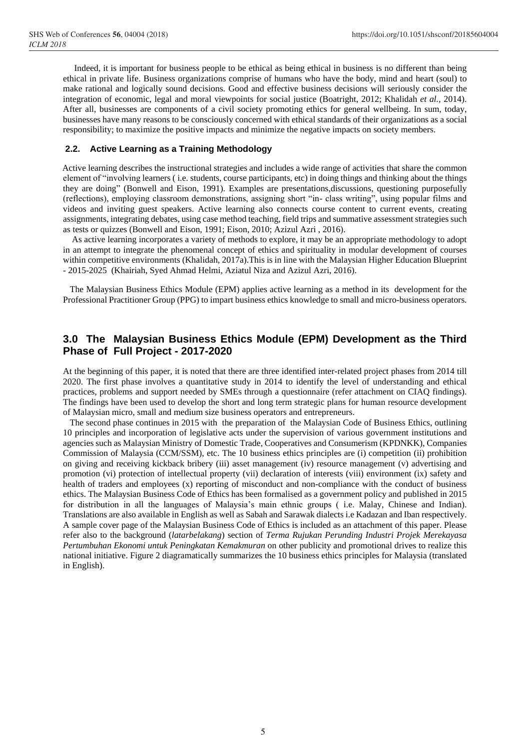Indeed, it is important for business people to be ethical as being ethical in business is no different than being ethical in private life. Business organizations comprise of humans who have the body, mind and heart (soul) to make rational and logically sound decisions. Good and effective business decisions will seriously consider the integration of economic, legal and moral viewpoints for social justice (Boatright, 2012; Khalidah *et al.*, 2014). After all, businesses are components of a civil society promoting ethics for general wellbeing. In sum, today, businesses have many reasons to be consciously concerned with ethical standards of their organizations as a social responsibility; to maximize the positive impacts and minimize the negative impacts on society members.

### 2.2. Active Learning as a Training Methodology

Active learning describes the instructional strategies and includes a wide range of activities that share the common element of "involving learners ( i.e. students, course participants, etc) in doing things and thinking about the things they are doing" (Bonwell and Eison, 1991). Examples are presentations,discussions, questioning purposefully (reflections), employing classroom demonstrations, assigning short "in- class writing", using popular films and videos and inviting guest speakers. Active learning also connects course content to current events, creating assignments, integrating debates, using case method teaching, field trips and summative assessment strategies such as tests or quizzes (Bonwell and Eison, 1991; Eison, 2010; Azizul Azri , 2016).

As active learning incorporates a variety of methods to explore, it may be an appropriate methodology to adopt in an attempt to integrate the phenomenal concept of ethics and spirituality in modular development of courses within competitive environments (Khalidah, 2017a).This is in line with the Malaysian Higher Education Blueprint - 2015-2025 (Khairiah, Syed Ahmad Helmi, Aziatul Niza and Azizul Azri, 2016).

The Malaysian Business Ethics Module (EPM) applies active learning as a method in its development for the Professional Practitioner Group (PPG) to impart business ethics knowledge to small and micro-business operators.

## 3.0 The Malaysian Business Ethics Module (EPM) Development as the Third Phase of Full Project - 2017-2020

At the beginning of this paper, it is noted that there are three identified inter-related project phases from 2014 till 2020. The first phase involves a quantitative study in 2014 to identify the level of understanding and ethical practices, problems and support needed by SMEs through a questionnaire (refer attachment on CIAQ findings). The findings have been used to develop the short and long term strategic plans for human resource development of Malaysian micro, small and medium size business operators and entrepreneurs.

The second phase continues in 2015 with the preparation of the Malaysian Code of Business Ethics, outlining 10 principles and incorporation of legislative acts under the supervision of various government institutions and agencies such as Malaysian Ministry of Domestic Trade, Cooperatives and Consumerism (KPDNKK), Companies Commission of Malaysia (CCM/SSM), etc. The 10 business ethics principles are (i) competition (ii) prohibition on giving and receiving kickback bribery (iii) asset management (iv) resource management (v) advertising and promotion (vi) protection of intellectual property (vii) declaration of interests (viii) environment (ix) safety and health of traders and employees (x) reporting of misconduct and non-compliance with the conduct of business ethics. The Malaysian Business Code of Ethics has been formalised as a government policy and published in 2015 for distribution in all the languages of Malaysia's main ethnic groups ( i.e. Malay, Chinese and Indian). Translations are also available in English as well as Sabah and Sarawak dialects i.e Kadazan and Iban respectively. A sample cover page of the Malaysian Business Code of Ethics is included as an attachment of this paper. Please refer also to the background (*latarbelakang*) section of *Terma Rujukan Perunding Industri Projek Merekayasa Pertumbuhan Ekonomi untuk Peningkatan Kemakmuran* on other publicity and promotional drives to realize this national initiative. Figure 2 diagramatically summarizes the 10 business ethics principles for Malaysia (translated in English).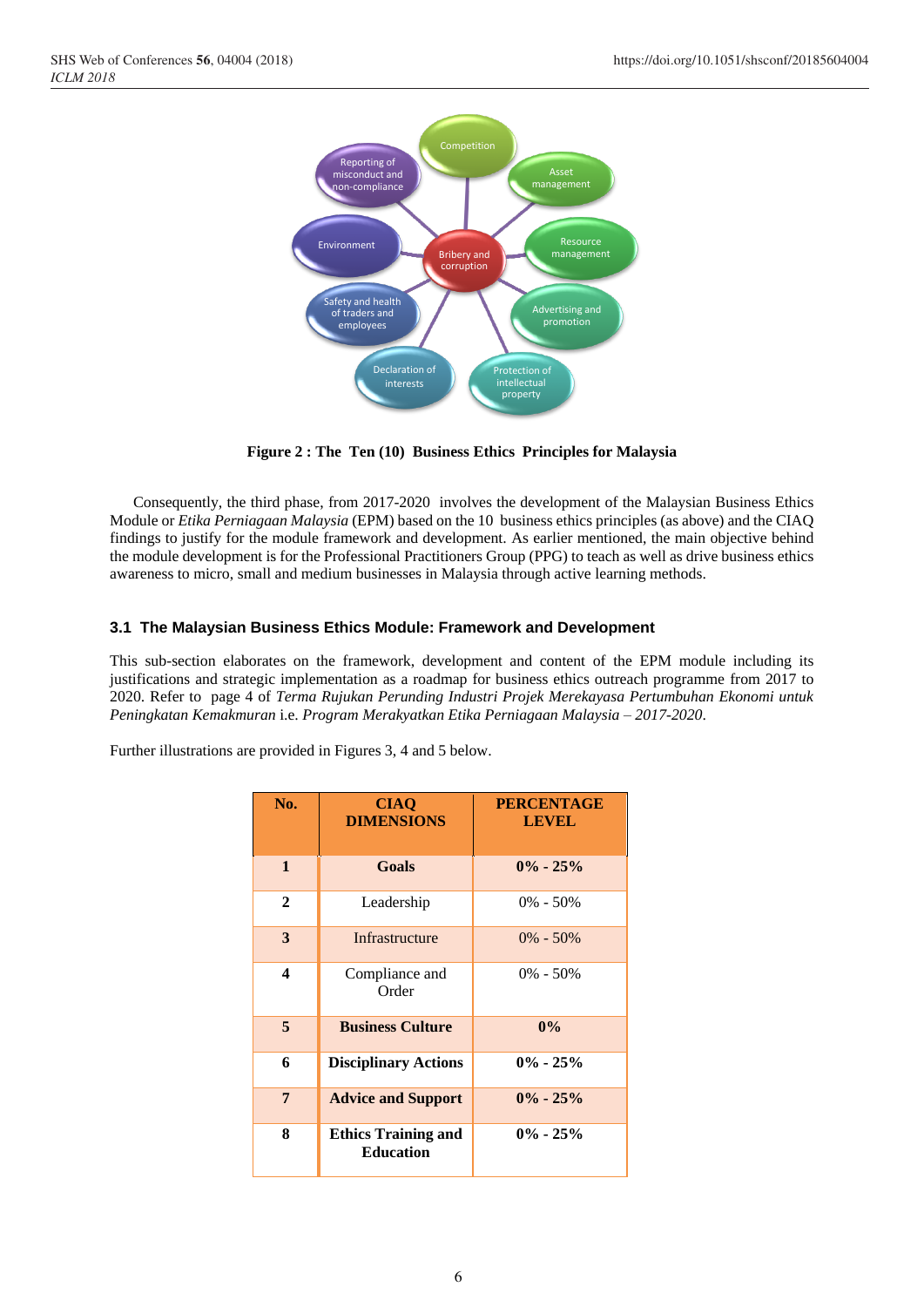Figure 2 : The Ten (10) Business Ethics Principles for Malaysia

Consequently, the third phase, from 2017-2020 involves the development of the Malaysian Business Ethics Module or *Etika Perniagaan Malaysia* (EPM) based on the 10 business ethics principles (as above) and the CIAQ findings to justify for the module framework and development. As earlier mentioned, the main objective behind the module development is for the Professional Practitioners Group (PPG) to teach as well as drive business ethics awareness to micro, small and medium businesses in Malaysia through active learning methods.

### 3.1 The Malaysian Business Ethics Module: Framework and Development

This sub-section elaborates on the framework, development and content of the EPM module including its justifications and strategic implementation as a roadmap for business ethics outreach programme from 2017 to 2020. Refer to page 4 of *Terma Rujukan Perunding Industri Projek Merekayasa Pertumbuhan Ekonomi untuk Peningkatan Kemakmuran* i.e. *Program Merakyatkan Etika Perniagaan Malaysia – 2017-2020*.

Further illustrations are provided in Figures 3, 4 and 5 below.

| No. | CIAQ DIMENSIONS | PERCENTAGE LEVEL |
|---|---|---|
| **1** | **Goals** | **0% - 25%** |
| **2** | Leadership | 0% - 50% |
| **3** | Infrastructure | 0% - 50% |
| **4** | Compliance and Order | 0% - 50% |
| **5** | **Business Culture** | **0%** |
| **6** | **Disciplinary Actions** | **0% - 25%** |
| **7** | **Advice and Support** | **0% - 25%** |
| **8** | **Ethics Training and Education** | **0% - 25%** |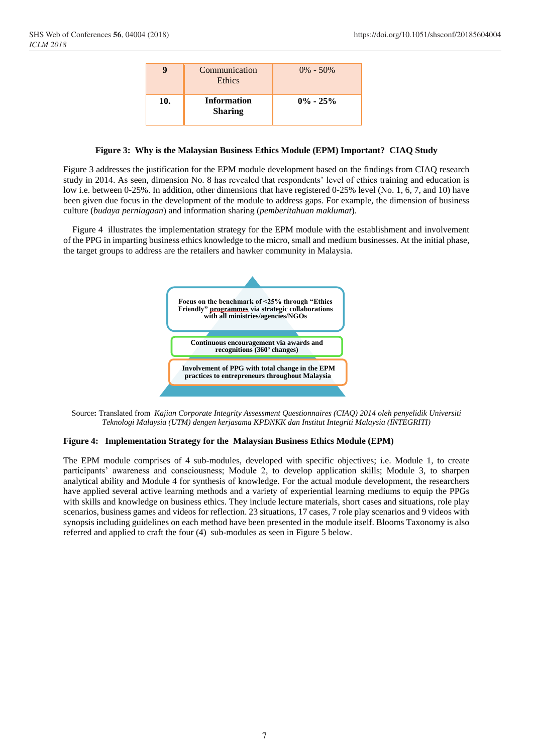| 9 | Communication Ethics | 0% - 50% |
|---|---|---|
| **10.** | **Information Sharing** | **0% - 25%** |

**Figure 3: Why is the Malaysian Business Ethics Module (EPM) Important? CIAQ Study**

Figure 3 addresses the justification for the EPM module development based on the findings from CIAQ research study in 2014. As seen, dimension No. 8 has revealed that respondents' level of ethics training and education is low i.e. between 0-25%. In addition, other dimensions that have registered 0-25% level (No. 1, 6, 7, and 10) have been given due focus in the development of the module to address gaps. For example, the dimension of business culture (*budaya perniagaan*) and information sharing (*pemberitahuan maklumat*).

Figure 4 illustrates the implementation strategy for the EPM module with the establishment and involvement of the PPG in imparting business ethics knowledge to the micro, small and medium businesses. At the initial phase, the target groups to address are the retailers and hawker community in Malaysia.

**Focus on the benchmark of <25% through "Ethics Friendly" programmes via strategic collaborations with all ministries/agencies/NGOs**

**Continuous encouragement via awards and recognitions (360º changes)**

**Involvement of PPG with total change in the EPM practices to entrepreneurs throughout Malaysia**

Source**:** Translated from *Kajian Corporate Integrity Assessment Questionnaires (CIAQ) 2014 oleh penyelidik Universiti Teknologi Malaysia (UTM) dengen kerjasama KPDNKK dan Institut Integriti Malaysia (INTEGRITI)*

**Figure 4: Implementation Strategy for the Malaysian Business Ethics Module (EPM)**

The EPM module comprises of 4 sub-modules, developed with specific objectives; i.e. Module 1, to create participants' awareness and consciousness; Module 2, to develop application skills; Module 3, to sharpen analytical ability and Module 4 for synthesis of knowledge. For the actual module development, the researchers have applied several active learning methods and a variety of experiential learning mediums to equip the PPGs with skills and knowledge on business ethics. They include lecture materials, short cases and situations, role play scenarios, business games and videos for reflection. 23 situations, 17 cases, 7 role play scenarios and 9 videos with synopsis including guidelines on each method have been presented in the module itself. Blooms Taxonomy is also referred and applied to craft the four (4) sub-modules as seen in Figure 5 below.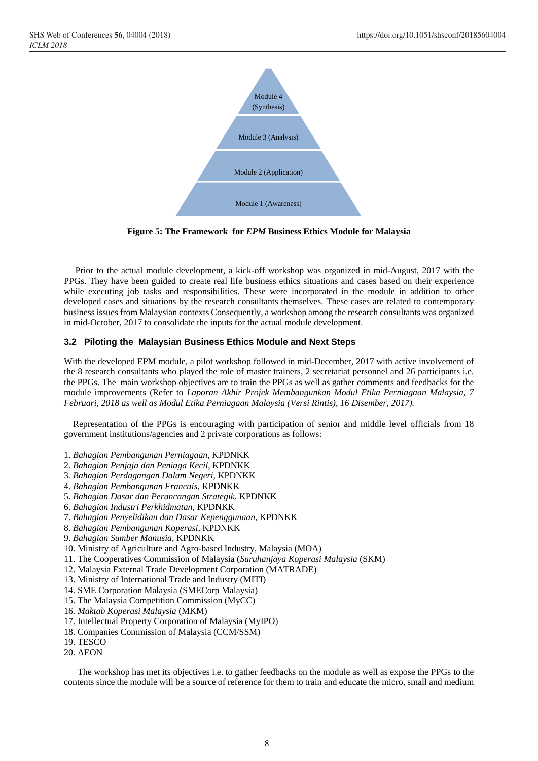Module 4 (Synthesis)

Module 3 (Analysis)

Module 2 (Application)

Module 1 (Awareness)

**Figure 5: The Framework for *EPM* Business Ethics Module for Malaysia**

Prior to the actual module development, a kick-off workshop was organized in mid-August, 2017 with the PPGs. They have been guided to create real life business ethics situations and cases based on their experience while executing job tasks and responsibilities. These were incorporated in the module in addition to other developed cases and situations by the research consultants themselves. These cases are related to contemporary business issues from Malaysian contexts Consequently, a workshop among the research consultants was organized in mid-October, 2017 to consolidate the inputs for the actual module development.

### 3.2 Piloting the Malaysian Business Ethics Module and Next Steps

With the developed EPM module, a pilot workshop followed in mid-December, 2017 with active involvement of the 8 research consultants who played the role of master trainers, 2 secretariat personnel and 26 participants i.e. the PPGs. The main workshop objectives are to train the PPGs as well as gather comments and feedbacks for the module improvements (Refer to *Laporan Akhir Projek Membangunkan Modul Etika Perniagaan Malaysia, 7 Februari, 2018 as well as Modul Etika Perniagaan Malaysia (Versi Rintis), 16 Disember, 2017).*

Representation of the PPGs is encouraging with participation of senior and middle level officials from 18 government institutions/agencies and 2 private corporations as follows:

1. *Bahagian Pembangunan Perniagaan*, KPDNKK
2. *Bahagian Penjaja dan Peniaga Kecil*, KPDNKK
3. *Bahagian Perdagangan Dalam Negeri*, KPDNKK
4. *Bahagian Pembangunan Francais*, KPDNKK
5. *Bahagian Dasar dan Perancangan Strategik*, KPDNKK
6. *Bahagian Industri Perkhidmatan*, KPDNKK
7. *Bahagian Penyelidikan dan Dasar Kepenggunaan*, KPDNKK
8. *Bahagian Pembangunan Koperasi*, KPDNKK
9. *Bahagian Sumber Manusia*, KPDNKK
10. Ministry of Agriculture and Agro-based Industry, Malaysia (MOA)
11. The Cooperatives Commission of Malaysia (*Suruhanjaya Koperasi Malaysia* (SKM)
12. Malaysia External Trade Development Corporation (MATRADE)
13. Ministry of International Trade and Industry (MITI)
14. SME Corporation Malaysia (SMECorp Malaysia)
15. The Malaysia Competition Commission (MyCC)
16. *Maktab Koperasi Malaysia* (MKM)
17. Intellectual Property Corporation of Malaysia (MyIPO)
18. Companies Commission of Malaysia (CCM/SSM)
19. TESCO
20. AEON

The workshop has met its objectives i.e. to gather feedbacks on the module as well as expose the PPGs to the contents since the module will be a source of reference for them to train and educate the micro, small and medium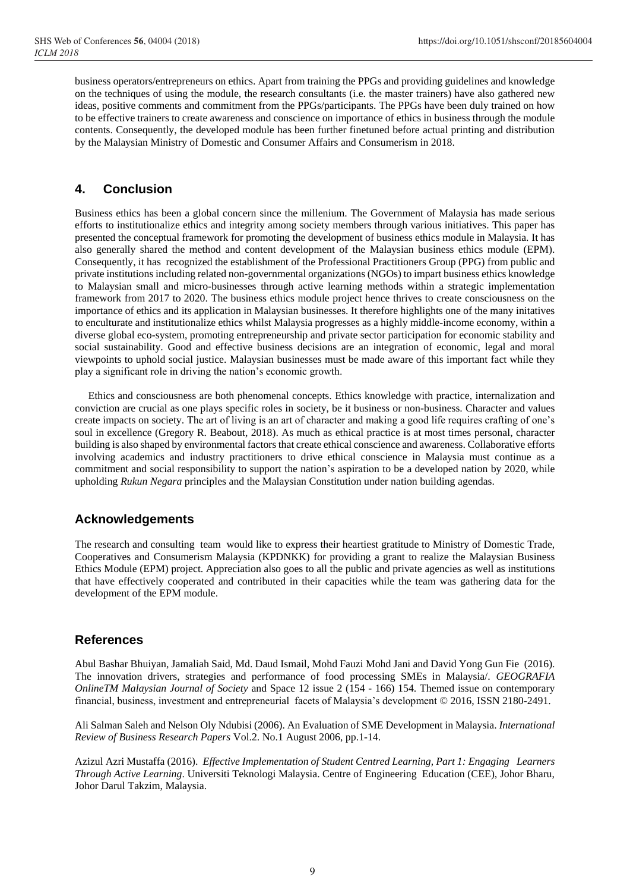business operators/entrepreneurs on ethics. Apart from training the PPGs and providing guidelines and knowledge on the techniques of using the module, the research consultants (i.e. the master trainers) have also gathered new ideas, positive comments and commitment from the PPGs/participants. The PPGs have been duly trained on how to be effective trainers to create awareness and conscience on importance of ethics in business through the module contents. Consequently, the developed module has been further finetuned before actual printing and distribution by the Malaysian Ministry of Domestic and Consumer Affairs and Consumerism in 2018.

## 4. Conclusion

Business ethics has been a global concern since the millenium. The Government of Malaysia has made serious efforts to institutionalize ethics and integrity among society members through various initiatives. This paper has presented the conceptual framework for promoting the development of business ethics module in Malaysia. It has also generally shared the method and content development of the Malaysian business ethics module (EPM). Consequently, it has recognized the establishment of the Professional Practitioners Group (PPG) from public and private institutions including related non-governmental organizations (NGOs) to impart business ethics knowledge to Malaysian small and micro-businesses through active learning methods within a strategic implementation framework from 2017 to 2020. The business ethics module project hence thrives to create consciousness on the importance of ethics and its application in Malaysian businesses. It therefore highlights one of the many initatives to enculturate and institutionalize ethics whilst Malaysia progresses as a highly middle-income economy, within a diverse global eco-system, promoting entrepreneurship and private sector participation for economic stability and social sustainability. Good and effective business decisions are an integration of economic, legal and moral viewpoints to uphold social justice. Malaysian businesses must be made aware of this important fact while they play a significant role in driving the nation's economic growth.

Ethics and consciousness are both phenomenal concepts. Ethics knowledge with practice, internalization and conviction are crucial as one plays specific roles in society, be it business or non-business. Character and values create impacts on society. The art of living is an art of character and making a good life requires crafting of one's soul in excellence (Gregory R. Beabout, 2018). As much as ethical practice is at most times personal, character building is also shaped by environmental factors that create ethical conscience and awareness. Collaborative efforts involving academics and industry practitioners to drive ethical conscience in Malaysia must continue as a commitment and social responsibility to support the nation's aspiration to be a developed nation by 2020, while upholding *Rukun Negara* principles and the Malaysian Constitution under nation building agendas.

## Acknowledgements

The research and consulting team would like to express their heartiest gratitude to Ministry of Domestic Trade, Cooperatives and Consumerism Malaysia (KPDNKK) for providing a grant to realize the Malaysian Business Ethics Module (EPM) project. Appreciation also goes to all the public and private agencies as well as institutions that have effectively cooperated and contributed in their capacities while the team was gathering data for the development of the EPM module.

## References

Abul Bashar Bhuiyan, Jamaliah Said, Md. Daud Ismail, Mohd Fauzi Mohd Jani and David Yong Gun Fie (2016). The innovation drivers, strategies and performance of food processing SMEs in Malaysia/. *GEOGRAFIA OnlineTM Malaysian Journal of Society* and Space 12 issue 2 (154 - 166) 154. Themed issue on contemporary financial, business, investment and entrepreneurial facets of Malaysia's development © 2016, ISSN 2180-2491.

Ali Salman Saleh and Nelson Oly Ndubisi (2006). An Evaluation of SME Development in Malaysia. *International Review of Business Research Papers* Vol.2. No.1 August 2006, pp.1-14.

Azizul Azri Mustaffa (2016). *Effective Implementation of Student Centred Learning, Part 1: Engaging Learners Through Active Learning*. Universiti Teknologi Malaysia. Centre of Engineering Education (CEE), Johor Bharu, Johor Darul Takzim, Malaysia.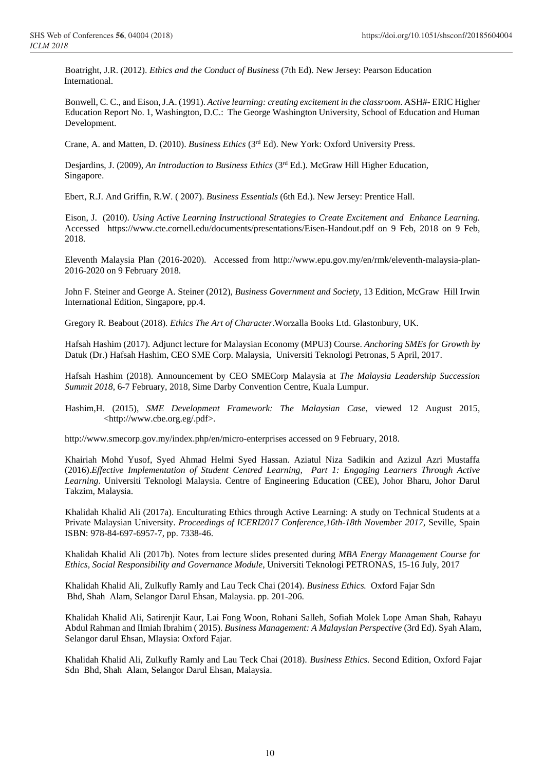Boatright, J.R. (2012). *Ethics and the Conduct of Business* (7th Ed). New Jersey: Pearson Education International.

Bonwell, C. C., and Eison, J.A. (1991). *Active learning: creating excitement in the classroom*. ASH#- ERIC Higher Education Report No. 1, Washington, D.C.: The George Washington University, School of Education and Human Development.

Crane, A. and Matten, D. (2010). *Business Ethics* (3rd Ed). New York: Oxford University Press.

Desjardins, J. (2009), *An Introduction to Business Ethics* (3rd Ed.). McGraw Hill Higher Education, Singapore.

Ebert, R.J. And Griffin, R.W. ( 2007). *Business Essentials* (6th Ed.). New Jersey: Prentice Hall.

Eison, J. (2010). *Using Active Learning Instructional Strategies to Create Excitement and Enhance Learning.* Accessed https://www.cte.cornell.edu/documents/presentations/Eisen-Handout.pdf on 9 Feb, 2018 on 9 Feb, 2018.

Eleventh Malaysia Plan (2016-2020). Accessed from http://www.epu.gov.my/en/rmk/eleventh-malaysia-plan-2016-2020 on 9 February 2018.

John F. Steiner and George A. Steiner (2012), *Business Government and Society*, 13 Edition, McGraw Hill Irwin International Edition, Singapore, pp.4.

Gregory R. Beabout (2018). *Ethics The Art of Character*.Worzalla Books Ltd. Glastonbury, UK.

Hafsah Hashim (2017). Adjunct lecture for Malaysian Economy (MPU3) Course. *Anchoring SMEs for Growth by* Datuk (Dr.) Hafsah Hashim, CEO SME Corp. Malaysia, Universiti Teknologi Petronas, 5 April, 2017.

Hafsah Hashim (2018). Announcement by CEO SMECorp Malaysia at *The Malaysia Leadership Succession Summit 2018*, 6-7 February, 2018, Sime Darby Convention Centre, Kuala Lumpur.

Hashim,H. (2015), *SME Development Framework: The Malaysian Case,* viewed 12 August 2015, <http://www.cbe.org.eg/.pdf>.

http://www.smecorp.gov.my/index.php/en/micro-enterprises accessed on 9 February, 2018.

Khairiah Mohd Yusof, Syed Ahmad Helmi Syed Hassan. Aziatul Niza Sadikin and Azizul Azri Mustaffa (2016).*Effective Implementation of Student Centred Learning, Part 1: Engaging Learners Through Active Learning*. Universiti Teknologi Malaysia. Centre of Engineering Education (CEE), Johor Bharu, Johor Darul Takzim, Malaysia.

Khalidah Khalid Ali (2017a). Enculturating Ethics through Active Learning: A study on Technical Students at a Private Malaysian University. *Proceedings of ICERI2017 Conference,16th-18th November 2017*, Seville, Spain ISBN: 978-84-697-6957-7, pp. 7338-46.

Khalidah Khalid Ali (2017b). Notes from lecture slides presented during *MBA Energy Management Course for Ethics, Social Responsibility and Governance Module*, Universiti Teknologi PETRONAS, 15-16 July, 2017

Khalidah Khalid Ali, Zulkufly Ramly and Lau Teck Chai (2014). *Business Ethics.* Oxford Fajar Sdn Bhd, Shah Alam, Selangor Darul Ehsan, Malaysia. pp. 201-206.

Khalidah Khalid Ali, Satirenjit Kaur, Lai Fong Woon, Rohani Salleh, Sofiah Molek Lope Aman Shah, Rahayu Abdul Rahman and Ilmiah Ibrahim ( 2015). *Business Management: A Malaysian Perspective* (3rd Ed). Syah Alam, Selangor darul Ehsan, Mlaysia: Oxford Fajar.

Khalidah Khalid Ali, Zulkufly Ramly and Lau Teck Chai (2018). *Business Ethics.* Second Edition, Oxford Fajar Sdn Bhd, Shah Alam, Selangor Darul Ehsan, Malaysia.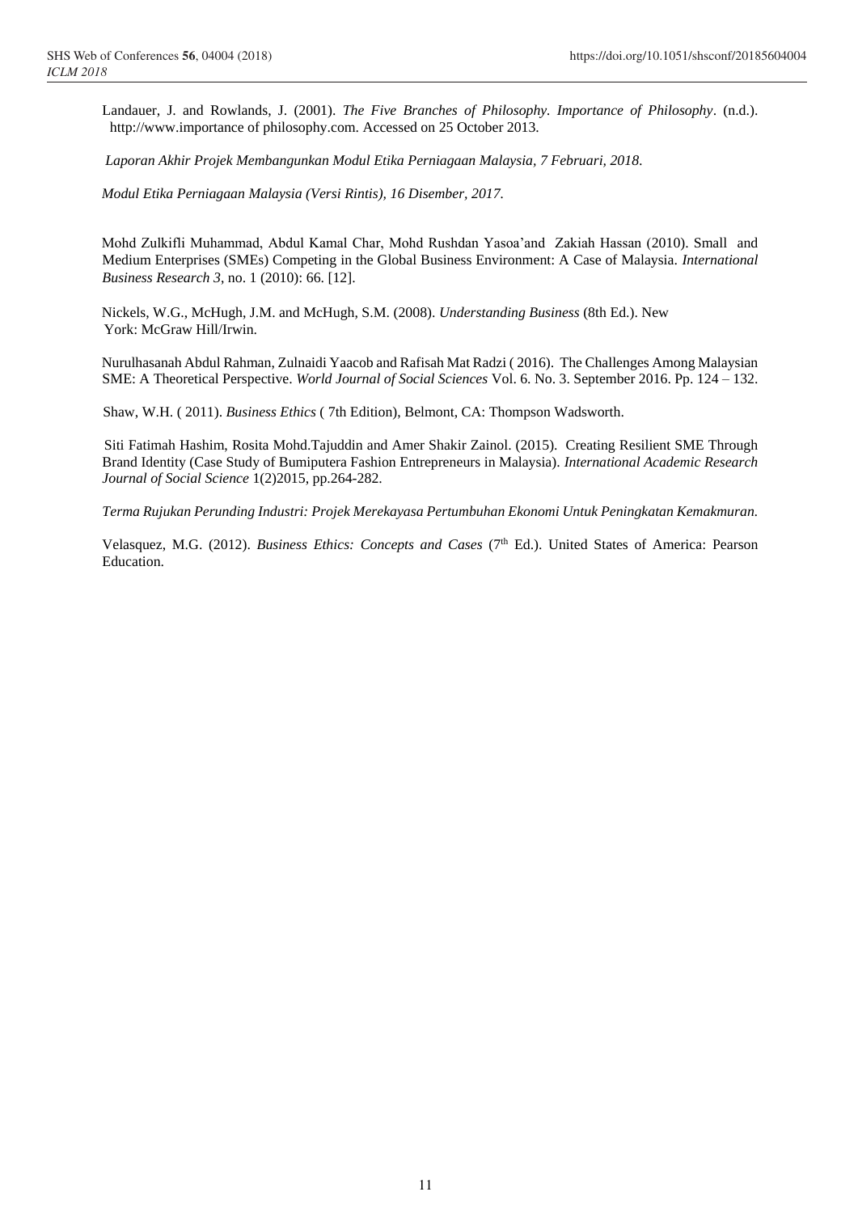Landauer, J. and Rowlands, J. (2001). *The Five Branches of Philosophy. Importance of Philosophy*. (n.d.). http://www.importance of philosophy.com. Accessed on 25 October 2013.

*Laporan Akhir Projek Membangunkan Modul Etika Perniagaan Malaysia, 7 Februari, 2018.*

*Modul Etika Perniagaan Malaysia (Versi Rintis), 16 Disember, 2017.*

Mohd Zulkifli Muhammad, Abdul Kamal Char, Mohd Rushdan Yasoa'and Zakiah Hassan (2010). Small and Medium Enterprises (SMEs) Competing in the Global Business Environment: A Case of Malaysia. *International Business Research 3*, no. 1 (2010): 66. [12].

Nickels, W.G., McHugh, J.M. and McHugh, S.M. (2008). *Understanding Business* (8th Ed.). New York: McGraw Hill/Irwin.

Nurulhasanah Abdul Rahman, Zulnaidi Yaacob and Rafisah Mat Radzi ( 2016). The Challenges Among Malaysian SME: A Theoretical Perspective. *World Journal of Social Sciences* Vol. 6. No. 3. September 2016. Pp. 124 – 132.

Shaw, W.H. ( 2011). *Business Ethics* ( 7th Edition), Belmont, CA: Thompson Wadsworth.

Siti Fatimah Hashim, Rosita Mohd.Tajuddin and Amer Shakir Zainol. (2015). Creating Resilient SME Through Brand Identity (Case Study of Bumiputera Fashion Entrepreneurs in Malaysia). *International Academic Research Journal of Social Science* 1(2)2015, pp.264-282.

*Terma Rujukan Perunding Industri: Projek Merekayasa Pertumbuhan Ekonomi Untuk Peningkatan Kemakmuran.*

Velasquez, M.G. (2012). *Business Ethics: Concepts and Cases* (7th Ed.). United States of America: Pearson Education.